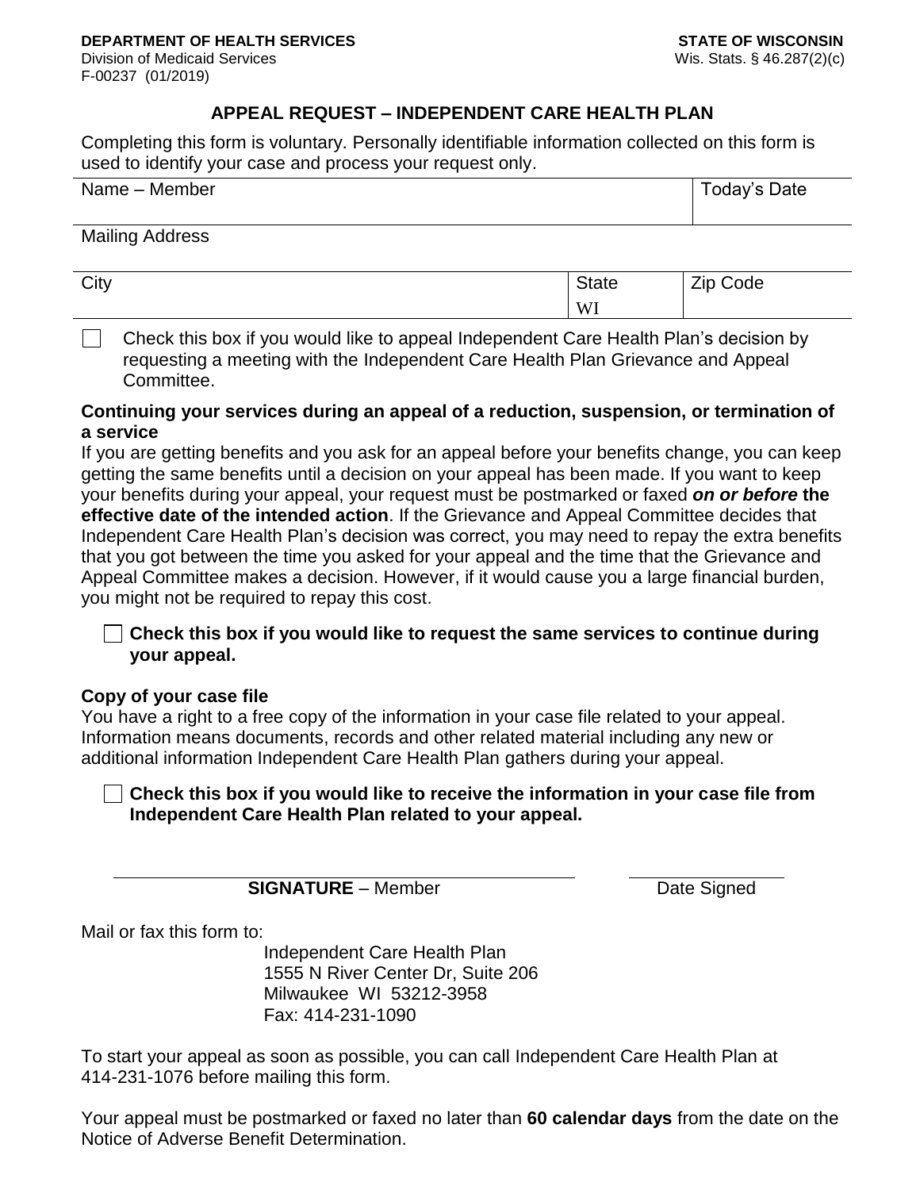**DEPARTMENT OF HEALTH SERVICES**
Division of Medicaid Services
F-00237 (01/2019)

**STATE OF WISCONSIN**
Wis. Stats. § 46.287(2)(c)

# APPEAL REQUEST – INDEPENDENT CARE HEALTH PLAN

Completing this form is voluntary. Personally identifiable information collected on this form is used to identify your case and process your request only.

| Name – Member | | Today's Date |
|---|---|---|
| Mailing Address | | |
| City | State<br>WI | Zip Code |

☐ Check this box if you would like to appeal Independent Care Health Plan's decision by requesting a meeting with the Independent Care Health Plan Grievance and Appeal Committee.

**Continuing your services during an appeal of a reduction, suspension, or termination of a service**

If you are getting benefits and you ask for an appeal before your benefits change, you can keep getting the same benefits until a decision on your appeal has been made. If you want to keep your benefits during your appeal, your request must be postmarked or faxed ***on or before*** **the effective date of the intended action**. If the Grievance and Appeal Committee decides that Independent Care Health Plan's decision was correct, you may need to repay the extra benefits that you got between the time you asked for your appeal and the time that the Grievance and Appeal Committee makes a decision. However, if it would cause you a large financial burden, you might not be required to repay this cost.

☐ **Check this box if you would like to request the same services to continue during your appeal.**

**Copy of your case file**

You have a right to a free copy of the information in your case file related to your appeal. Information means documents, records and other related material including any new or additional information Independent Care Health Plan gathers during your appeal.

☐ **Check this box if you would like to receive the information in your case file from Independent Care Health Plan related to your appeal.**

**SIGNATURE** – Member | Date Signed

Mail or fax this form to:

Independent Care Health Plan
1555 N River Center Dr, Suite 206
Milwaukee WI 53212-3958
Fax: 414-231-1090

To start your appeal as soon as possible, you can call Independent Care Health Plan at 414-231-1076 before mailing this form.

Your appeal must be postmarked or faxed no later than **60 calendar days** from the date on the Notice of Adverse Benefit Determination.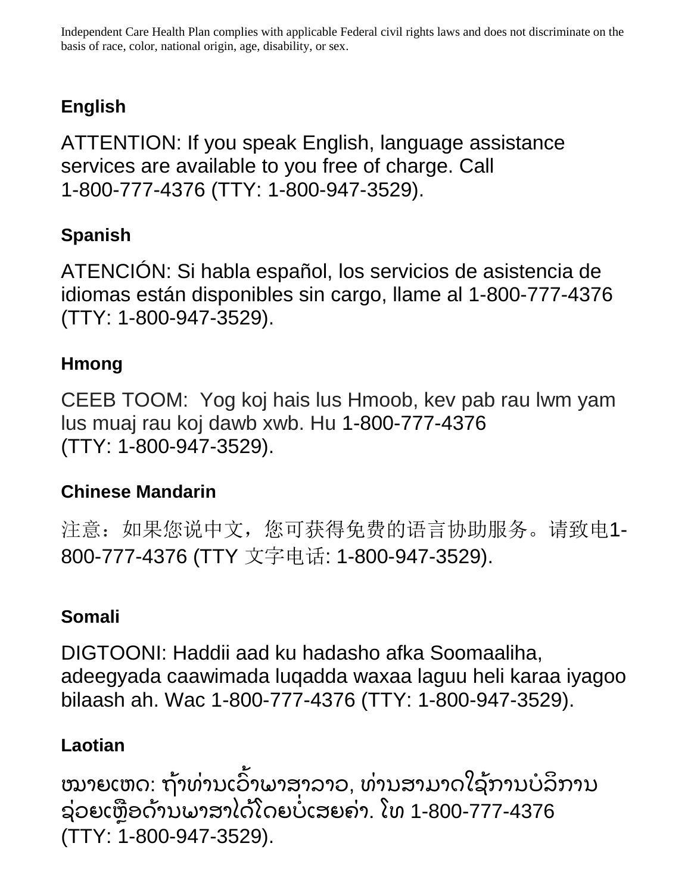Independent Care Health Plan complies with applicable Federal civil rights laws and does not discriminate on the basis of race, color, national origin, age, disability, or sex.

**English**

ATTENTION: If you speak English, language assistance services are available to you free of charge. Call 1-800-777-4376 (TTY: 1-800-947-3529).

**Spanish**

ATENCIÓN: Si habla español, los servicios de asistencia de idiomas están disponibles sin cargo, llame al 1-800-777-4376 (TTY: 1-800-947-3529).

**Hmong**

CEEB TOOM: Yog koj hais lus Hmoob, kev pab rau lwm yam lus muaj rau koj dawb xwb. Hu 1-800-777-4376 (TTY: 1-800-947-3529).

**Chinese Mandarin**

注意：如果您说中文，您可获得免费的语言协助服务。请致电1-800-777-4376 (TTY 文字电话: 1-800-947-3529).

**Somali**

DIGTOONI: Haddii aad ku hadasho afka Soomaaliha, adeegyada caawimada luqadda waxaa laguu heli karaa iyagoo bilaash ah. Wac 1-800-777-4376 (TTY: 1-800-947-3529).

**Laotian**

ໝາຍເຫດ: ຖ້າທ່ານເວົ້າພາສາລາວ, ທ່ານສາມາດໃຊ້ການບໍລິການ ຊ່ວຍເຫຼືອດ້ານພາສາໄດ້ໂດຍບໍ່ເສຍຄ່າ. ໂທ 1-800-777-4376 (TTY: 1-800-947-3529).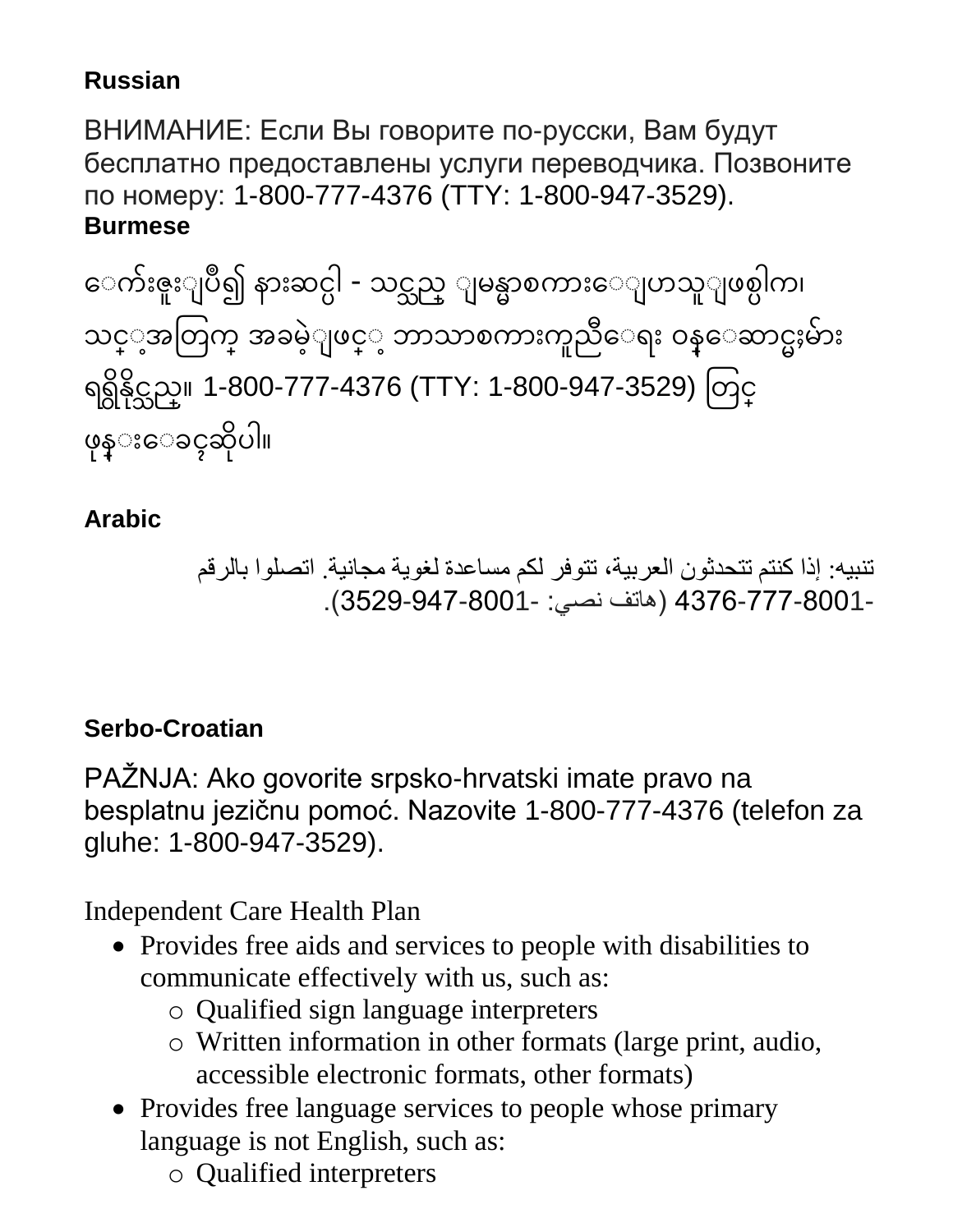**Russian**

ВНИМАНИЕ: Если Вы говорите по-русски, Вам будут бесплатно предоставлены услуги переводчика. Позвоните по номеру: 1-800-777-4376 (TTY: 1-800-947-3529).

**Burmese**

ေက်းဇူးျပဳ၍ နားဆင္ပါ - သင္သည္ ျမန္မာစကားေျပာသူျဖစ္ပါက၊ သင့္အတြက္ အခမဲ့ျဖင့္ ဘာသာစကားကူညီေရး ၀န္ေဆာင္မႈမ်ား ရရွိႏိုင္သည္။ 1-800-777-4376 (TTY: 1-800-947-3529) တြင္ ဖုန္းေခၚဆိုပါ။

**Arabic**

تنبيه: إذا كنتم تتحدثون العربية، تتوفر لكم مساعدة لغوية مجانية. اتصلوا بالرقم 1-800-777-4376 (هاتف نصي: 1-800-947-3529).

**Serbo-Croatian**

PAŽNJA: Ako govorite srpsko-hrvatski imate pravo na besplatnu jezičnu pomoć. Nazovite 1-800-777-4376 (telefon za gluhe: 1-800-947-3529).

Independent Care Health Plan

- Provides free aids and services to people with disabilities to communicate effectively with us, such as:
  - Qualified sign language interpreters
  - Written information in other formats (large print, audio, accessible electronic formats, other formats)
- Provides free language services to people whose primary language is not English, such as:
  - Qualified interpreters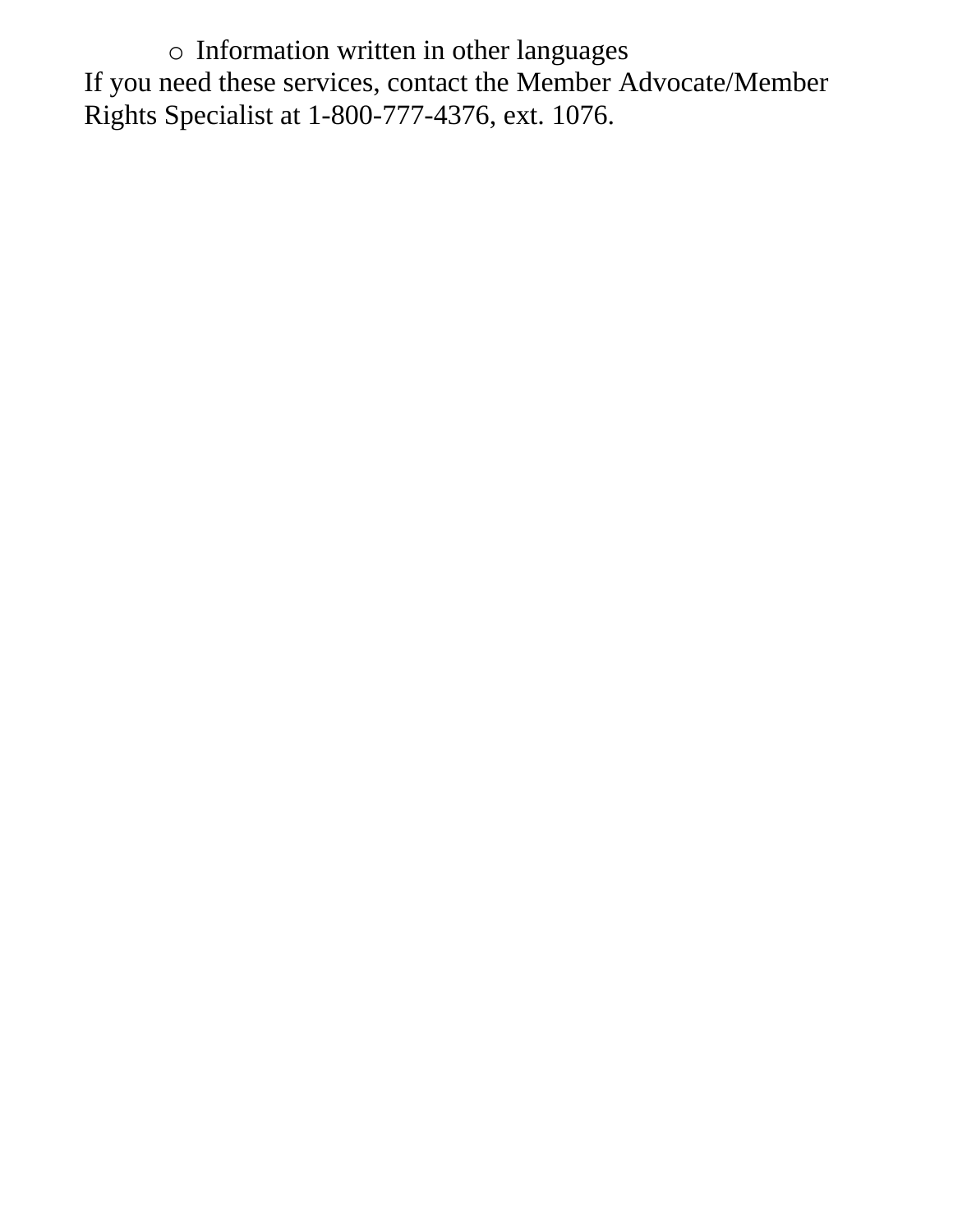- Information written in other languages

If you need these services, contact the Member Advocate/Member Rights Specialist at 1-800-777-4376, ext. 1076.